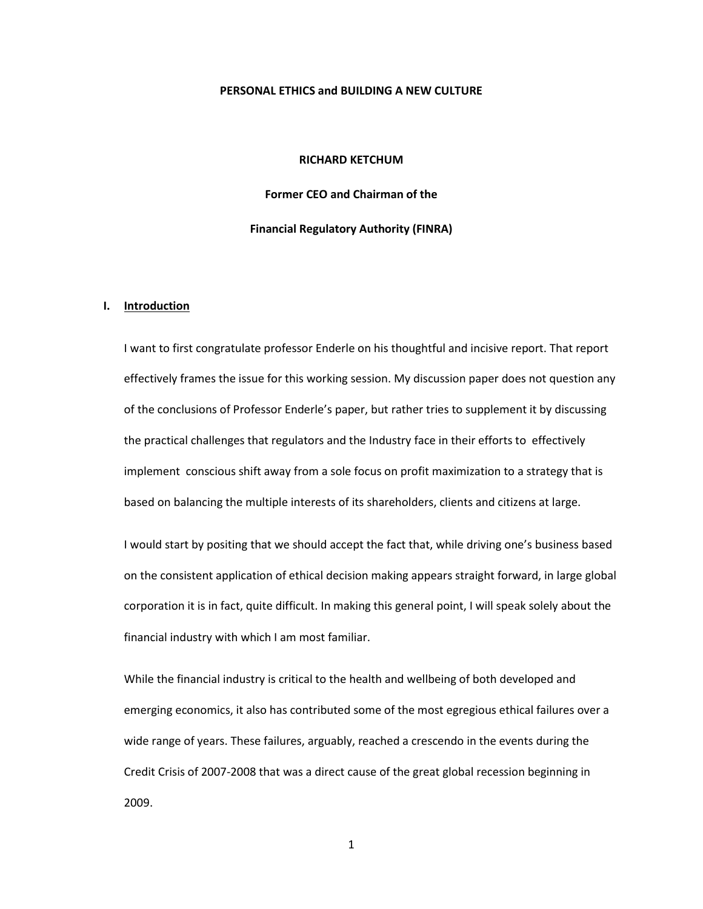# PERSONAL ETHICS and BUILDING A NEW CULTURE

**RICHARD KETCHUM**

**Former CEO and Chairman of the**

**Financial Regulatory Authority (FINRA)**

## I. Introduction

I want to first congratulate professor Enderle on his thoughtful and incisive report. That report effectively frames the issue for this working session. My discussion paper does not question any of the conclusions of Professor Enderle's paper, but rather tries to supplement it by discussing the practical challenges that regulators and the Industry face in their efforts to effectively implement conscious shift away from a sole focus on profit maximization to a strategy that is based on balancing the multiple interests of its shareholders, clients and citizens at large.

I would start by positing that we should accept the fact that, while driving one's business based on the consistent application of ethical decision making appears straight forward, in large global corporation it is in fact, quite difficult. In making this general point, I will speak solely about the financial industry with which I am most familiar.

While the financial industry is critical to the health and wellbeing of both developed and emerging economics, it also has contributed some of the most egregious ethical failures over a wide range of years. These failures, arguably, reached a crescendo in the events during the Credit Crisis of 2007-2008 that was a direct cause of the great global recession beginning in 2009.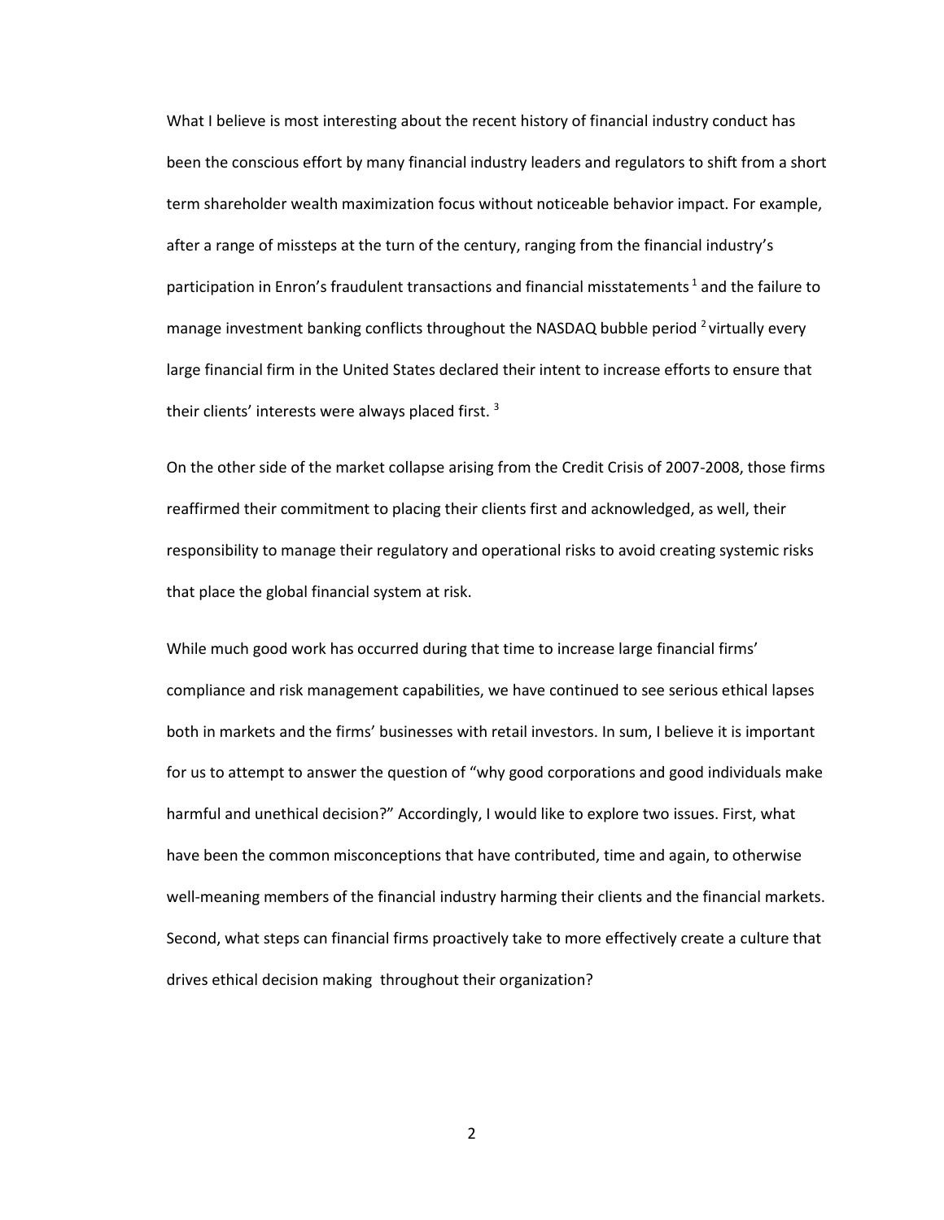What I believe is most interesting about the recent history of financial industry conduct has been the conscious effort by many financial industry leaders and regulators to shift from a short term shareholder wealth maximization focus without noticeable behavior impact. For example, after a range of missteps at the turn of the century, ranging from the financial industry's participation in Enron's fraudulent transactions and financial misstatements [1] and the failure to manage investment banking conflicts throughout the NASDAQ bubble period [2] virtually every large financial firm in the United States declared their intent to increase efforts to ensure that their clients' interests were always placed first. [3]

On the other side of the market collapse arising from the Credit Crisis of 2007-2008, those firms reaffirmed their commitment to placing their clients first and acknowledged, as well, their responsibility to manage their regulatory and operational risks to avoid creating systemic risks that place the global financial system at risk.

While much good work has occurred during that time to increase large financial firms' compliance and risk management capabilities, we have continued to see serious ethical lapses both in markets and the firms' businesses with retail investors. In sum, I believe it is important for us to attempt to answer the question of "why good corporations and good individuals make harmful and unethical decision?" Accordingly, I would like to explore two issues. First, what have been the common misconceptions that have contributed, time and again, to otherwise well-meaning members of the financial industry harming their clients and the financial markets. Second, what steps can financial firms proactively take to more effectively create a culture that drives ethical decision making throughout their organization?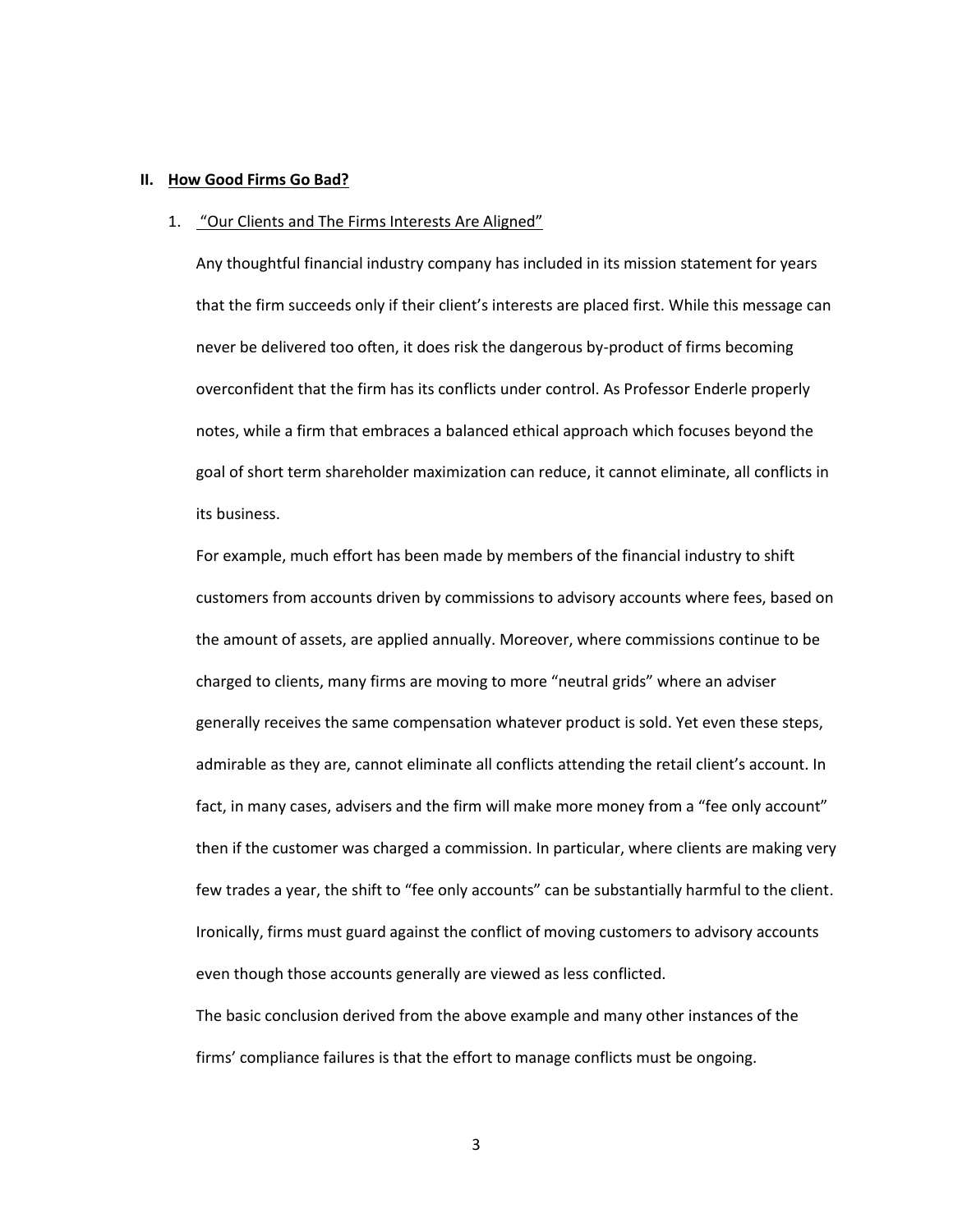## II. <u>How Good Firms Go Bad?</u>

### 1. <u>"Our Clients and The Firms Interests Are Aligned"</u>

Any thoughtful financial industry company has included in its mission statement for years that the firm succeeds only if their client's interests are placed first. While this message can never be delivered too often, it does risk the dangerous by-product of firms becoming overconfident that the firm has its conflicts under control. As Professor Enderle properly notes, while a firm that embraces a balanced ethical approach which focuses beyond the goal of short term shareholder maximization can reduce, it cannot eliminate, all conflicts in its business.

For example, much effort has been made by members of the financial industry to shift customers from accounts driven by commissions to advisory accounts where fees, based on the amount of assets, are applied annually. Moreover, where commissions continue to be charged to clients, many firms are moving to more "neutral grids" where an adviser generally receives the same compensation whatever product is sold. Yet even these steps, admirable as they are, cannot eliminate all conflicts attending the retail client's account. In fact, in many cases, advisers and the firm will make more money from a "fee only account" then if the customer was charged a commission. In particular, where clients are making very few trades a year, the shift to "fee only accounts" can be substantially harmful to the client. Ironically, firms must guard against the conflict of moving customers to advisory accounts even though those accounts generally are viewed as less conflicted.

The basic conclusion derived from the above example and many other instances of the firms' compliance failures is that the effort to manage conflicts must be ongoing.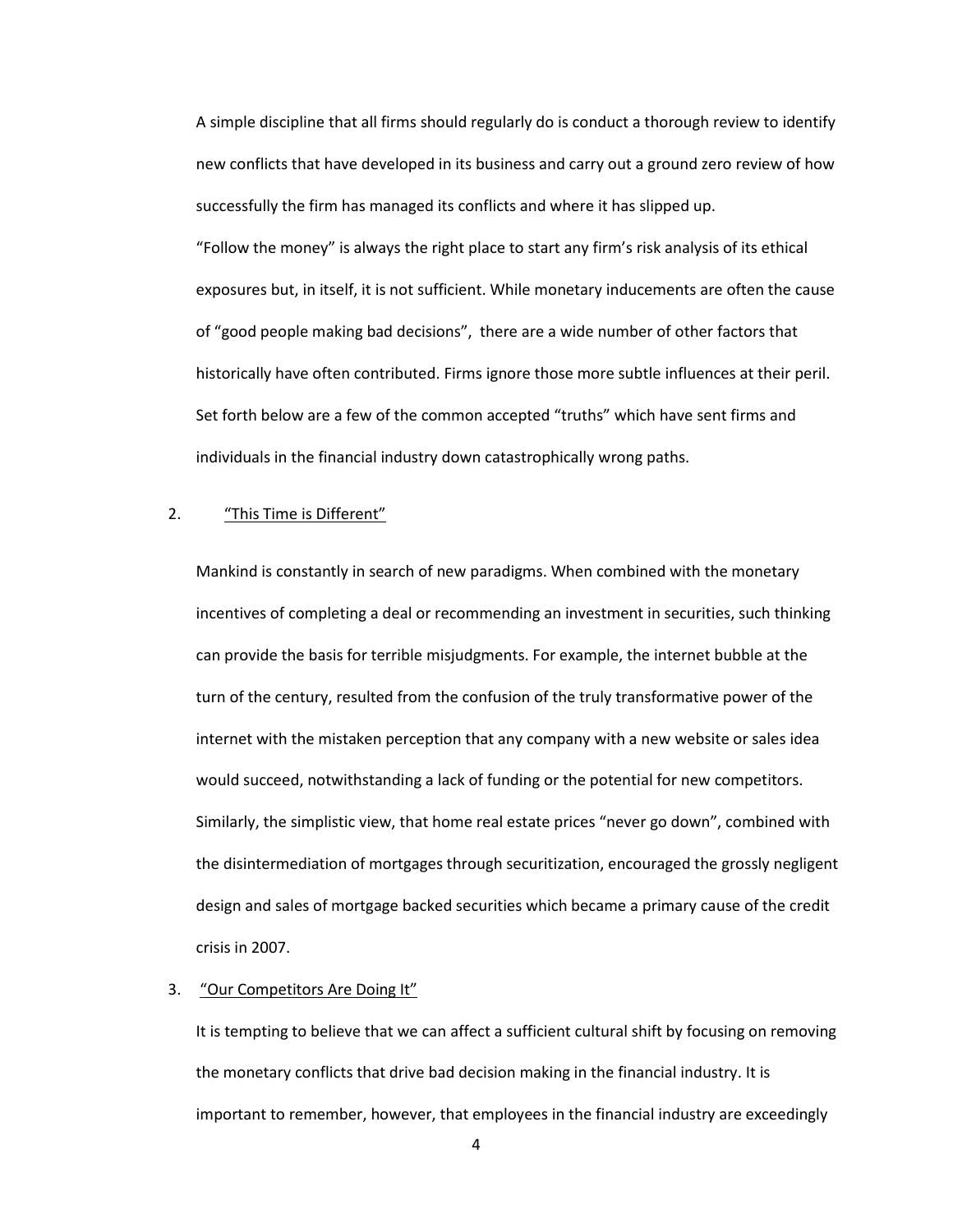A simple discipline that all firms should regularly do is conduct a thorough review to identify new conflicts that have developed in its business and carry out a ground zero review of how successfully the firm has managed its conflicts and where it has slipped up.

"Follow the money" is always the right place to start any firm's risk analysis of its ethical exposures but, in itself, it is not sufficient. While monetary inducements are often the cause of "good people making bad decisions", there are a wide number of other factors that historically have often contributed. Firms ignore those more subtle influences at their peril. Set forth below are a few of the common accepted "truths" which have sent firms and individuals in the financial industry down catastrophically wrong paths.

2. <u>"This Time is Different"</u>

Mankind is constantly in search of new paradigms. When combined with the monetary incentives of completing a deal or recommending an investment in securities, such thinking can provide the basis for terrible misjudgments. For example, the internet bubble at the turn of the century, resulted from the confusion of the truly transformative power of the internet with the mistaken perception that any company with a new website or sales idea would succeed, notwithstanding a lack of funding or the potential for new competitors. Similarly, the simplistic view, that home real estate prices "never go down", combined with the disintermediation of mortgages through securitization, encouraged the grossly negligent design and sales of mortgage backed securities which became a primary cause of the credit crisis in 2007.

3. <u>"Our Competitors Are Doing It"</u>

It is tempting to believe that we can affect a sufficient cultural shift by focusing on removing the monetary conflicts that drive bad decision making in the financial industry. It is important to remember, however, that employees in the financial industry are exceedingly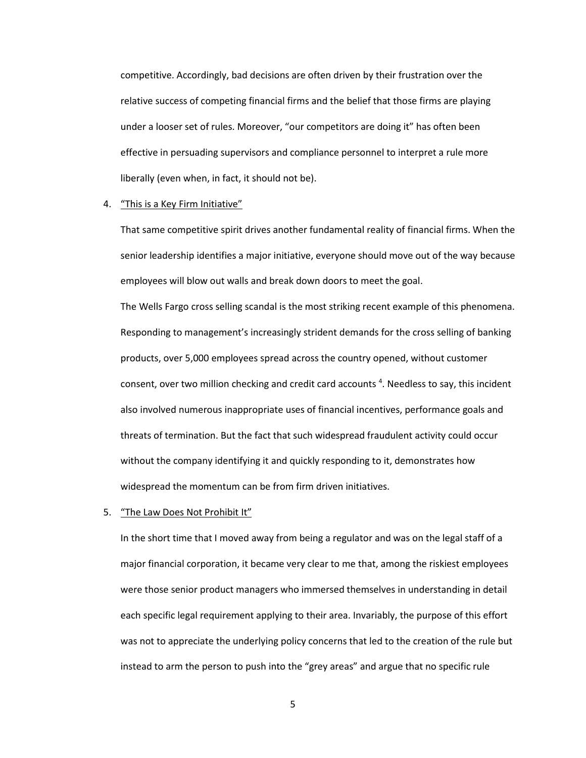competitive. Accordingly, bad decisions are often driven by their frustration over the relative success of competing financial firms and the belief that those firms are playing under a looser set of rules. Moreover, "our competitors are doing it" has often been effective in persuading supervisors and compliance personnel to interpret a rule more liberally (even when, in fact, it should not be).

4. <u>"This is a Key Firm Initiative"</u>

   That same competitive spirit drives another fundamental reality of financial firms. When the senior leadership identifies a major initiative, everyone should move out of the way because employees will blow out walls and break down doors to meet the goal.

   The Wells Fargo cross selling scandal is the most striking recent example of this phenomena. Responding to management's increasingly strident demands for the cross selling of banking products, over 5,000 employees spread across the country opened, without customer consent, over two million checking and credit card accounts [4]. Needless to say, this incident also involved numerous inappropriate uses of financial incentives, performance goals and threats of termination. But the fact that such widespread fraudulent activity could occur without the company identifying it and quickly responding to it, demonstrates how widespread the momentum can be from firm driven initiatives.

5. <u>"The Law Does Not Prohibit It"</u>

   In the short time that I moved away from being a regulator and was on the legal staff of a major financial corporation, it became very clear to me that, among the riskiest employees were those senior product managers who immersed themselves in understanding in detail each specific legal requirement applying to their area. Invariably, the purpose of this effort was not to appreciate the underlying policy concerns that led to the creation of the rule but instead to arm the person to push into the "grey areas" and argue that no specific rule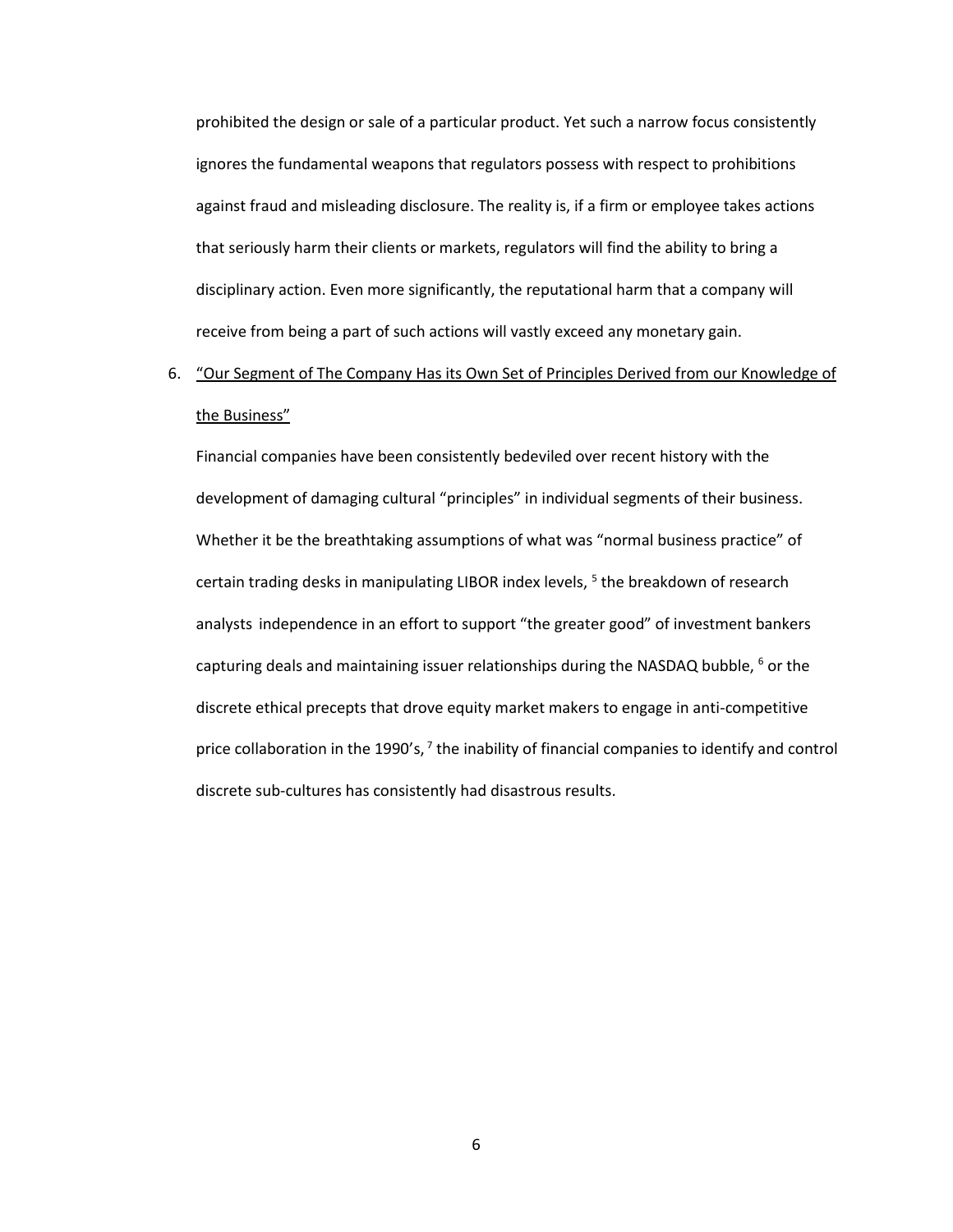prohibited the design or sale of a particular product. Yet such a narrow focus consistently ignores the fundamental weapons that regulators possess with respect to prohibitions against fraud and misleading disclosure. The reality is, if a firm or employee takes actions that seriously harm their clients or markets, regulators will find the ability to bring a disciplinary action. Even more significantly, the reputational harm that a company will receive from being a part of such actions will vastly exceed any monetary gain.

6. "Our Segment of The Company Has its Own Set of Principles Derived from our Knowledge of the Business"

   Financial companies have been consistently bedeviled over recent history with the development of damaging cultural "principles" in individual segments of their business. Whether it be the breathtaking assumptions of what was "normal business practice" of certain trading desks in manipulating LIBOR index levels, [5] the breakdown of research analysts independence in an effort to support "the greater good" of investment bankers capturing deals and maintaining issuer relationships during the NASDAQ bubble, [6] or the discrete ethical precepts that drove equity market makers to engage in anti-competitive price collaboration in the 1990's, [7] the inability of financial companies to identify and control discrete sub-cultures has consistently had disastrous results.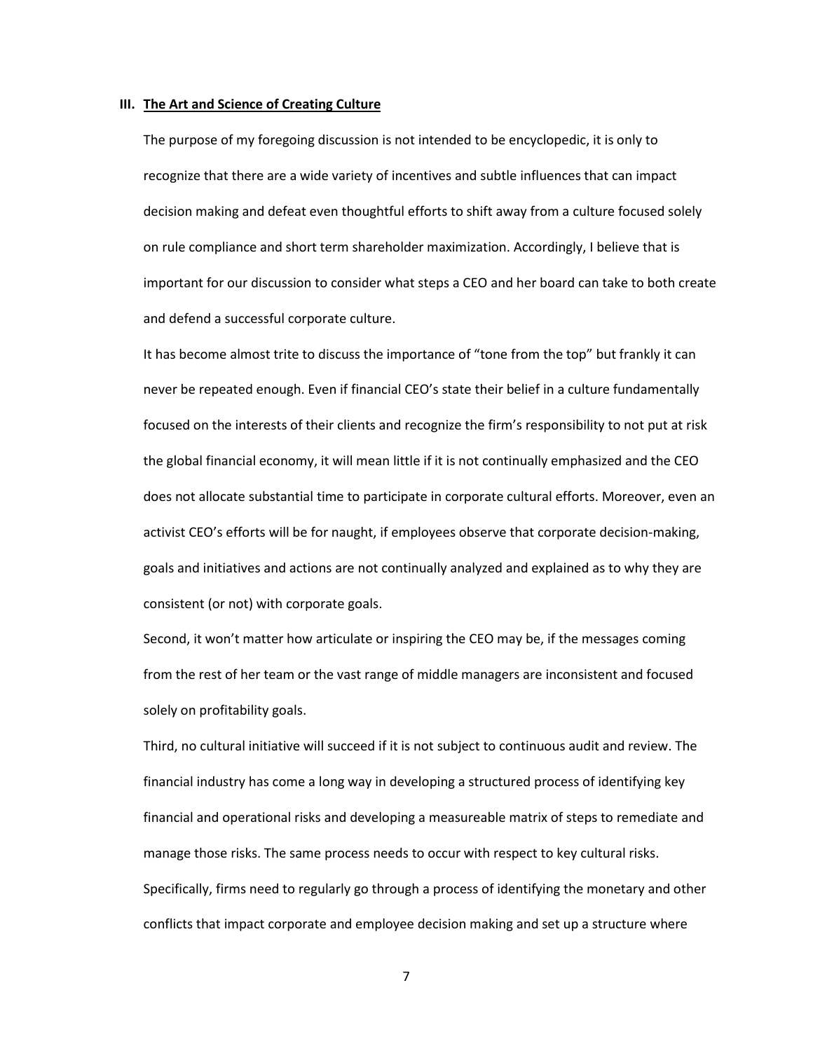## III. <u>The Art and Science of Creating Culture</u>

The purpose of my foregoing discussion is not intended to be encyclopedic, it is only to recognize that there are a wide variety of incentives and subtle influences that can impact decision making and defeat even thoughtful efforts to shift away from a culture focused solely on rule compliance and short term shareholder maximization. Accordingly, I believe that is important for our discussion to consider what steps a CEO and her board can take to both create and defend a successful corporate culture.

It has become almost trite to discuss the importance of "tone from the top" but frankly it can never be repeated enough. Even if financial CEO's state their belief in a culture fundamentally focused on the interests of their clients and recognize the firm's responsibility to not put at risk the global financial economy, it will mean little if it is not continually emphasized and the CEO does not allocate substantial time to participate in corporate cultural efforts. Moreover, even an activist CEO's efforts will be for naught, if employees observe that corporate decision-making, goals and initiatives and actions are not continually analyzed and explained as to why they are consistent (or not) with corporate goals.

Second, it won't matter how articulate or inspiring the CEO may be, if the messages coming from the rest of her team or the vast range of middle managers are inconsistent and focused solely on profitability goals.

Third, no cultural initiative will succeed if it is not subject to continuous audit and review. The financial industry has come a long way in developing a structured process of identifying key financial and operational risks and developing a measureable matrix of steps to remediate and manage those risks. The same process needs to occur with respect to key cultural risks. Specifically, firms need to regularly go through a process of identifying the monetary and other conflicts that impact corporate and employee decision making and set up a structure where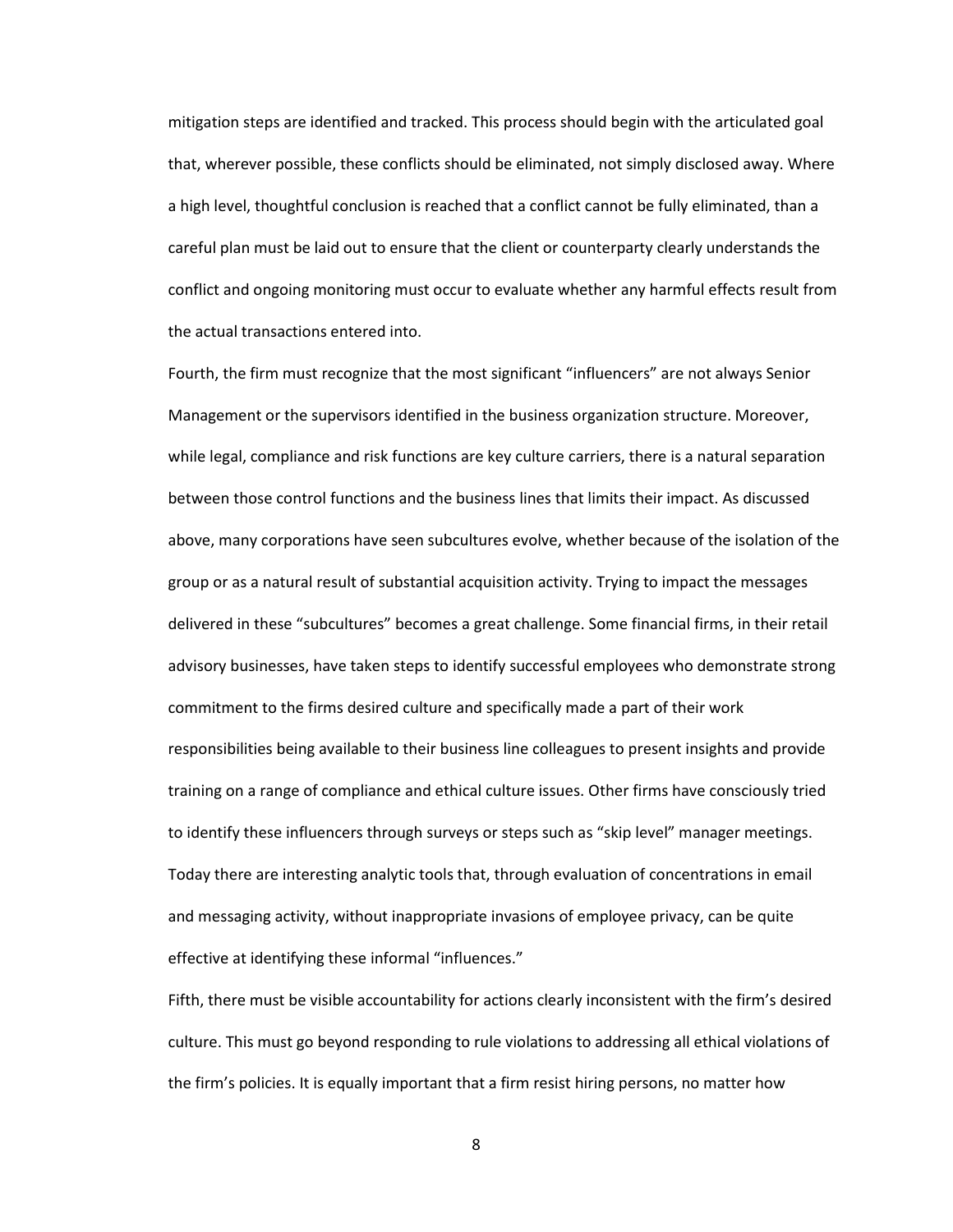mitigation steps are identified and tracked. This process should begin with the articulated goal that, wherever possible, these conflicts should be eliminated, not simply disclosed away. Where a high level, thoughtful conclusion is reached that a conflict cannot be fully eliminated, than a careful plan must be laid out to ensure that the client or counterparty clearly understands the conflict and ongoing monitoring must occur to evaluate whether any harmful effects result from the actual transactions entered into.

Fourth, the firm must recognize that the most significant "influencers" are not always Senior Management or the supervisors identified in the business organization structure. Moreover, while legal, compliance and risk functions are key culture carriers, there is a natural separation between those control functions and the business lines that limits their impact. As discussed above, many corporations have seen subcultures evolve, whether because of the isolation of the group or as a natural result of substantial acquisition activity. Trying to impact the messages delivered in these "subcultures" becomes a great challenge. Some financial firms, in their retail advisory businesses, have taken steps to identify successful employees who demonstrate strong commitment to the firms desired culture and specifically made a part of their work responsibilities being available to their business line colleagues to present insights and provide training on a range of compliance and ethical culture issues. Other firms have consciously tried to identify these influencers through surveys or steps such as "skip level" manager meetings. Today there are interesting analytic tools that, through evaluation of concentrations in email and messaging activity, without inappropriate invasions of employee privacy, can be quite effective at identifying these informal "influences."

Fifth, there must be visible accountability for actions clearly inconsistent with the firm's desired culture. This must go beyond responding to rule violations to addressing all ethical violations of the firm's policies. It is equally important that a firm resist hiring persons, no matter how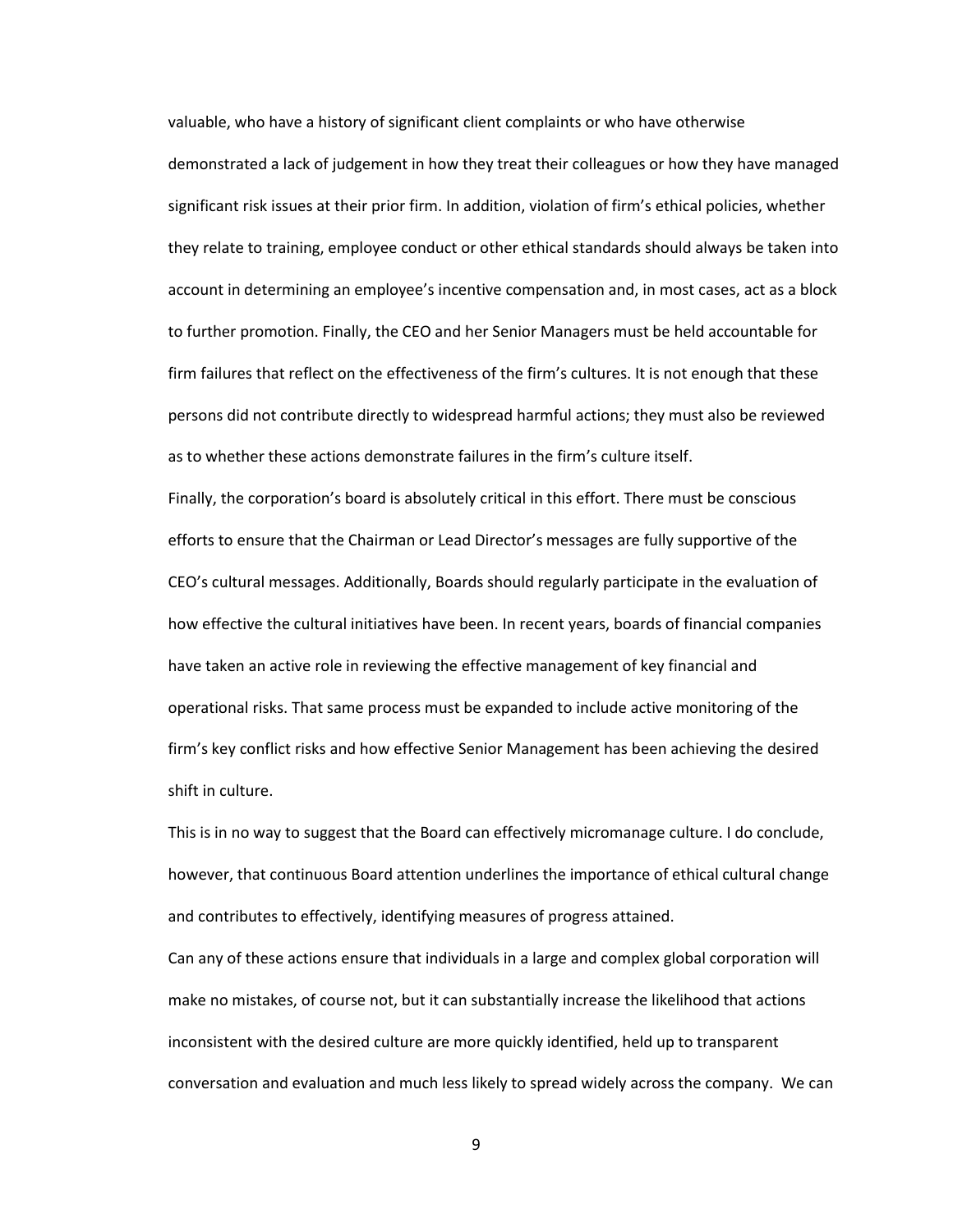valuable, who have a history of significant client complaints or who have otherwise demonstrated a lack of judgement in how they treat their colleagues or how they have managed significant risk issues at their prior firm. In addition, violation of firm's ethical policies, whether they relate to training, employee conduct or other ethical standards should always be taken into account in determining an employee's incentive compensation and, in most cases, act as a block to further promotion. Finally, the CEO and her Senior Managers must be held accountable for firm failures that reflect on the effectiveness of the firm's cultures. It is not enough that these persons did not contribute directly to widespread harmful actions; they must also be reviewed as to whether these actions demonstrate failures in the firm's culture itself.

Finally, the corporation's board is absolutely critical in this effort. There must be conscious efforts to ensure that the Chairman or Lead Director's messages are fully supportive of the CEO's cultural messages. Additionally, Boards should regularly participate in the evaluation of how effective the cultural initiatives have been. In recent years, boards of financial companies have taken an active role in reviewing the effective management of key financial and operational risks. That same process must be expanded to include active monitoring of the firm's key conflict risks and how effective Senior Management has been achieving the desired shift in culture.

This is in no way to suggest that the Board can effectively micromanage culture. I do conclude, however, that continuous Board attention underlines the importance of ethical cultural change and contributes to effectively, identifying measures of progress attained.

Can any of these actions ensure that individuals in a large and complex global corporation will make no mistakes, of course not, but it can substantially increase the likelihood that actions inconsistent with the desired culture are more quickly identified, held up to transparent conversation and evaluation and much less likely to spread widely across the company. We can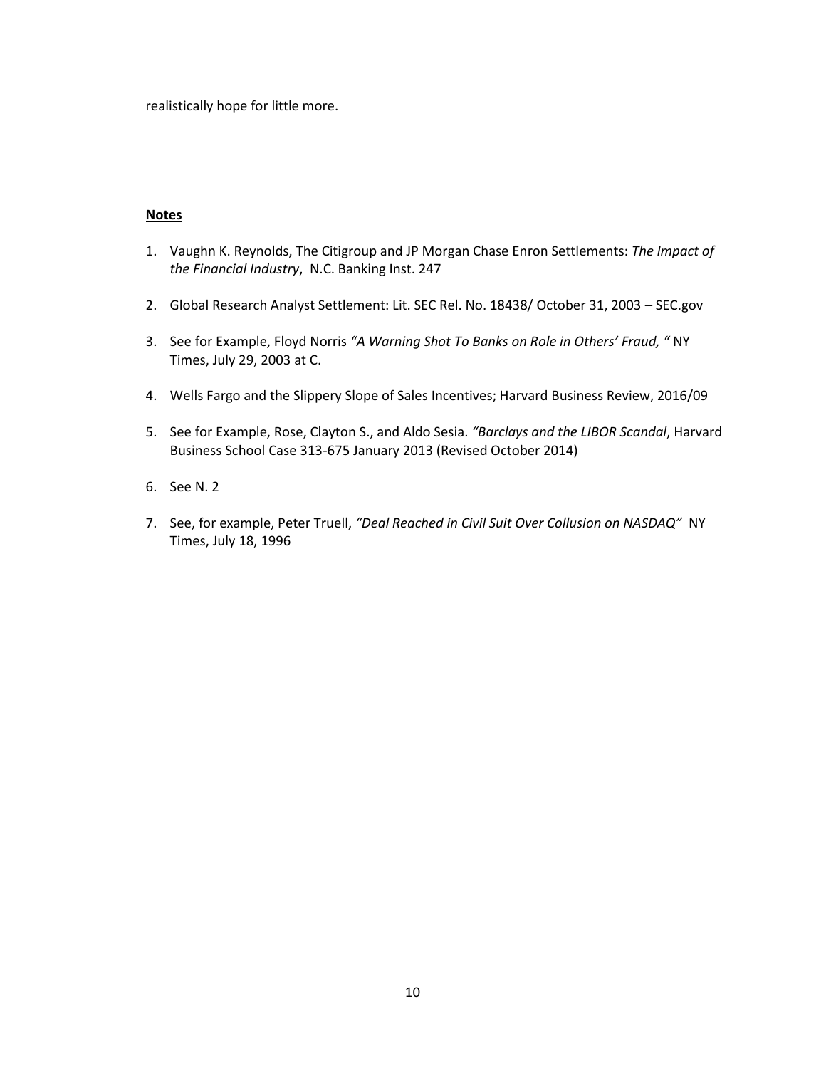realistically hope for little more.

**Notes**

1. Vaughn K. Reynolds, The Citigroup and JP Morgan Chase Enron Settlements: *The Impact of the Financial Industry*, N.C. Banking Inst. 247

2. Global Research Analyst Settlement: Lit. SEC Rel. No. 18438/ October 31, 2003 – SEC.gov

3. See for Example, Floyd Norris *"A Warning Shot To Banks on Role in Others' Fraud, "* NY Times, July 29, 2003 at C.

4. Wells Fargo and the Slippery Slope of Sales Incentives; Harvard Business Review, 2016/09

5. See for Example, Rose, Clayton S., and Aldo Sesia. *"Barclays and the LIBOR Scandal*, Harvard Business School Case 313-675 January 2013 (Revised October 2014)

6. See N. 2

7. See, for example, Peter Truell, *"Deal Reached in Civil Suit Over Collusion on NASDAQ"* NY Times, July 18, 1996